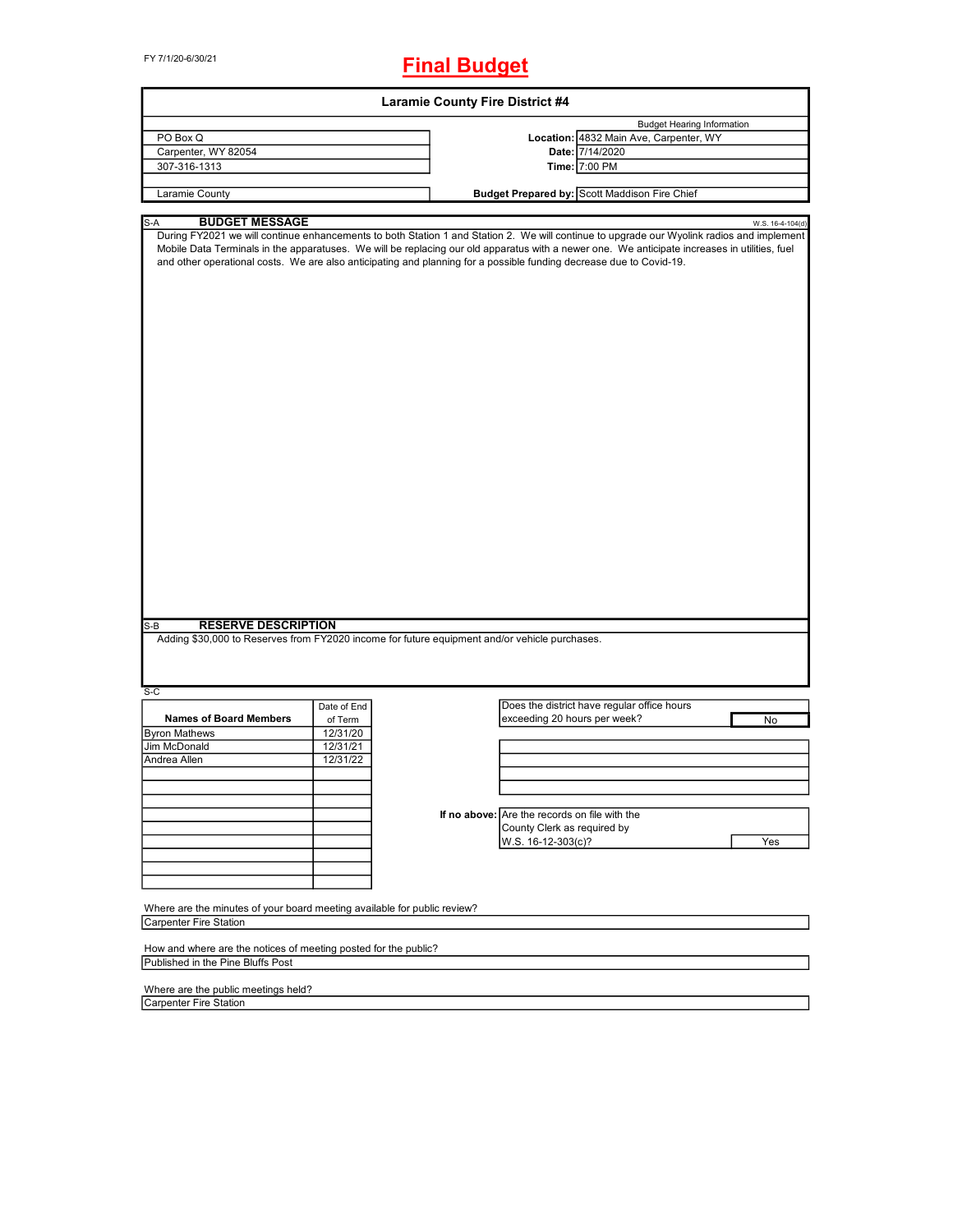FY 7/1/20-6/30/21

# Final Budget

## Laramie County Fire District #4

| | | |
|---|---|---|
| PO Box Q | | Budget Hearing Information |
| Carpenter, WY 82054 | **Location:** | 4832 Main Ave, Carpenter, WY |
| 307-316-1313 | **Date:** | 7/14/2020 |
| | **Time:** | 7:00 PM |
| Laramie County | **Budget Prepared by:** | Scott Maddison Fire Chief |

S-A **BUDGET MESSAGE** W.S. 16-4-104(d)

During FY2021 we will continue enhancements to both Station 1 and Station 2. We will continue to upgrade our Wyolink radios and implement Mobile Data Terminals in the apparatuses. We will be replacing our old apparatus with a newer one. We anticipate increases in utilities, fuel and other operational costs. We are also anticipating and planning for a possible funding decrease due to Covid-19.

S-B **RESERVE DESCRIPTION**

Adding $30,000 to Reserves from FY2020 income for future equipment and/or vehicle purchases.

S-C

| Names of Board Members | Date of End of Term |
|---|---|
| Byron Mathews | 12/31/20 |
| Jim McDonald | 12/31/21 |
| Andrea Allen | 12/31/22 |

Does the district have regular office hours exceeding 20 hours per week? No

If no above: Are the records on file with the County Clerk as required by W.S. 16-12-303(c)? Yes

Where are the minutes of your board meeting available for public review?
Carpenter Fire Station

How and where are the notices of meeting posted for the public?
Published in the Pine Bluffs Post

Where are the public meetings held?
Carpenter Fire Station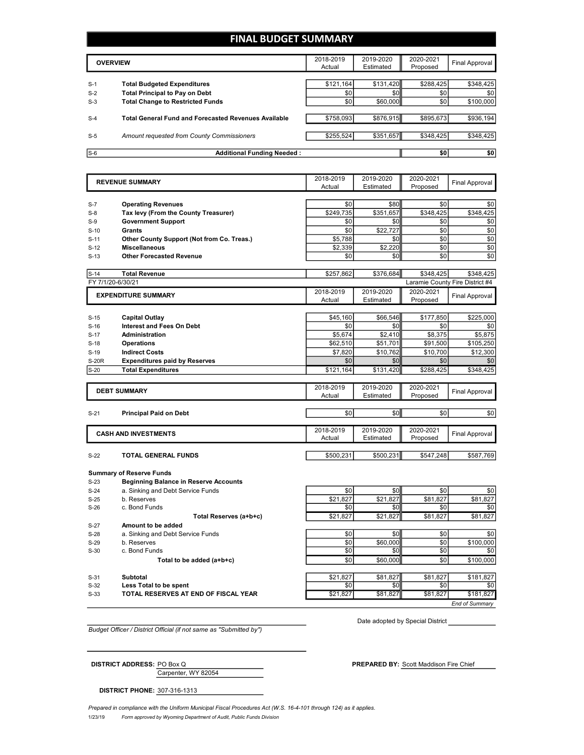# FINAL BUDGET SUMMARY

| | OVERVIEW | 2018-2019 Actual | 2019-2020 Estimated | 2020-2021 Proposed | Final Approval |
|---|---|---|---|---|---|
| S-1 | **Total Budgeted Expenditures** | $121,164 | $131,420 | $288,425 | $348,425 |
| S-2 | **Total Principal to Pay on Debt** | $0 | $0 | $0 | $0 |
| S-3 | **Total Change to Restricted Funds** | $0 | $60,000 | $0 | $100,000 |
| S-4 | **Total General Fund and Forecasted Revenues Available** | $758,093 | $876,915 | $895,673 | $936,194 |
| S-5 | *Amount requested from County Commissioners* | $255,524 | $351,657 | $348,425 | $348,425 |
| S-6 | **Additional Funding Needed :** | | | $0 | $0 |

| | REVENUE SUMMARY | 2018-2019 Actual | 2019-2020 Estimated | 2020-2021 Proposed | Final Approval |
|---|---|---|---|---|---|
| S-7 | **Operating Revenues** | $0 | $80 | $0 | $0 |
| S-8 | **Tax levy (From the County Treasurer)** | $249,735 | $351,657 | $348,425 | $348,425 |
| S-9 | **Government Support** | $0 | $0 | $0 | $0 |
| S-10 | **Grants** | $0 | $22,727 | $0 | $0 |
| S-11 | **Other County Support (Not from Co. Treas.)** | $5,788 | $0 | $0 | $0 |
| S-12 | **Miscellaneous** | $2,339 | $2,220 | $0 | $0 |
| S-13 | **Other Forecasted Revenue** | $0 | $0 | $0 | $0 |
| S-14 | **Total Revenue** | $257,862 | $376,684 | $348,425 | $348,425 |

FY 7/1/20-6/30/21 — Laramie County Fire District #4

| | EXPENDITURE SUMMARY | 2018-2019 Actual | 2019-2020 Estimated | 2020-2021 Proposed | Final Approval |
|---|---|---|---|---|---|
| S-15 | **Capital Outlay** | $45,160 | $66,546 | $177,850 | $225,000 |
| S-16 | **Interest and Fees On Debt** | $0 | $0 | $0 | $0 |
| S-17 | **Administration** | $5,674 | $2,410 | $8,375 | $5,875 |
| S-18 | **Operations** | $62,510 | $51,701 | $91,500 | $105,250 |
| S-19 | **Indirect Costs** | $7,820 | $10,762 | $10,700 | $12,300 |
| S-20R | **Expenditures paid by Reserves** | $0 | $0 | $0 | $0 |
| S-20 | **Total Expenditures** | $121,164 | $131,420 | $288,425 | $348,425 |

| | DEBT SUMMARY | 2018-2019 Actual | 2019-2020 Estimated | 2020-2021 Proposed | Final Approval |
|---|---|---|---|---|---|
| S-21 | **Principal Paid on Debt** | $0 | $0 | $0 | $0 |

| | CASH AND INVESTMENTS | 2018-2019 Actual | 2019-2020 Estimated | 2020-2021 Proposed | Final Approval |
|---|---|---|---|---|---|
| S-22 | **TOTAL GENERAL FUNDS** | $500,231 | $500,231 | $547,248 | $587,769 |
| | **Summary of Reserve Funds** | | | | |
| S-23 | **Beginning Balance in Reserve Accounts** | | | | |
| S-24 | a. Sinking and Debt Service Funds | $0 | $0 | $0 | $0 |
| S-25 | b. Reserves | $21,827 | $21,827 | $81,827 | $81,827 |
| S-26 | c. Bond Funds | $0 | $0 | $0 | $0 |
| | **Total Reserves (a+b+c)** | $21,827 | $21,827 | $81,827 | $81,827 |
| S-27 | **Amount to be added** | | | | |
| S-28 | a. Sinking and Debt Service Funds | $0 | $0 | $0 | $0 |
| S-29 | b. Reserves | $0 | $60,000 | $0 | $100,000 |
| S-30 | c. Bond Funds | $0 | $0 | $0 | $0 |
| | **Total to be added (a+b+c)** | $0 | $60,000 | $0 | $100,000 |
| S-31 | **Subtotal** | $21,827 | $81,827 | $81,827 | $181,827 |
| S-32 | **Less Total to be spent** | $0 | $0 | $0 | $0 |
| S-33 | **TOTAL RESERVES AT END OF FISCAL YEAR** | $21,827 | $81,827 | $81,827 | $181,827 |

*End of Summary*

Date adopted by Special District ____________

*Budget Officer / District Official (if not same as "Submitted by")*

**DISTRICT ADDRESS:** PO Box Q
Carpenter, WY 82054

**PREPARED BY:** Scott Maddison Fire Chief

**DISTRICT PHONE:** 307-316-1313

*Prepared in compliance with the Uniform Municipal Fiscal Procedures Act (W.S. 16-4-101 through 124) as it applies.*

1/23/19 *Form approved by Wyoming Department of Audit, Public Funds Division*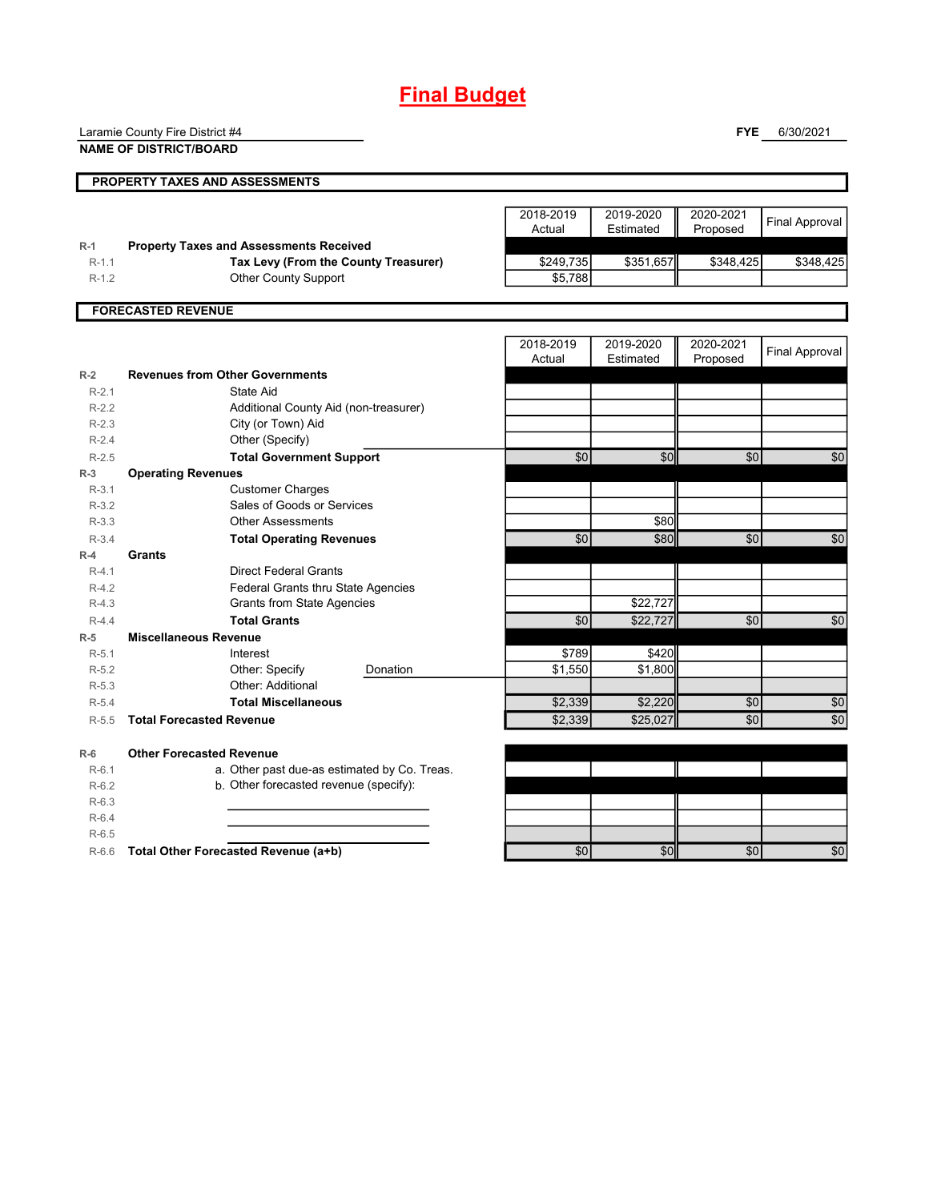# Final Budget

Laramie County Fire District #4

**NAME OF DISTRICT/BOARD**

**FYE** 6/30/2021

## PROPERTY TAXES AND ASSESSMENTS

| | | 2018-2019 Actual | 2019-2020 Estimated | 2020-2021 Proposed | Final Approval |
|---|---|---|---|---|---|
| R-1 | **Property Taxes and Assessments Received** | | | | |
| R-1.1 | **Tax Levy (From the County Treasurer)** | $249,735 | $351,657 | $348,425 | $348,425 |
| R-1.2 | Other County Support | $5,788 | | | |

## FORECASTED REVENUE

| | | 2018-2019 Actual | 2019-2020 Estimated | 2020-2021 Proposed | Final Approval |
|---|---|---|---|---|---|
| R-2 | **Revenues from Other Governments** | | | | |
| R-2.1 | State Aid | | | | |
| R-2.2 | Additional County Aid (non-treasurer) | | | | |
| R-2.3 | City (or Town) Aid | | | | |
| R-2.4 | Other (Specify) | | | | |
| R-2.5 | **Total Government Support** | $0 | $0 | $0 | $0 |
| R-3 | **Operating Revenues** | | | | |
| R-3.1 | Customer Charges | | | | |
| R-3.2 | Sales of Goods or Services | | | | |
| R-3.3 | Other Assessments | | $80 | | |
| R-3.4 | **Total Operating Revenues** | $0 | $80 | $0 | $0 |
| R-4 | **Grants** | | | | |
| R-4.1 | Direct Federal Grants | | | | |
| R-4.2 | Federal Grants thru State Agencies | | | | |
| R-4.3 | Grants from State Agencies | | $22,727 | | |
| R-4.4 | **Total Grants** | $0 | $22,727 | $0 | $0 |
| R-5 | **Miscellaneous Revenue** | | | | |
| R-5.1 | Interest | $789 | $420 | | |
| R-5.2 | Other: Specify Donation | $1,550 | $1,800 | | |
| R-5.3 | Other: Additional | | | | |
| R-5.4 | **Total Miscellaneous** | $2,339 | $2,220 | $0 | $0 |
| R-5.5 | **Total Forecasted Revenue** | $2,339 | $25,027 | $0 | $0 |
| R-6 | **Other Forecasted Revenue** | | | | |
| R-6.1 | a. Other past due-as estimated by Co. Treas. | | | | |
| R-6.2 | b. Other forecasted revenue (specify): | | | | |
| R-6.3 | | | | | |
| R-6.4 | | | | | |
| R-6.5 | | | | | |
| R-6.6 | **Total Other Forecasted Revenue (a+b)** | $0 | $0 | $0 | $0 |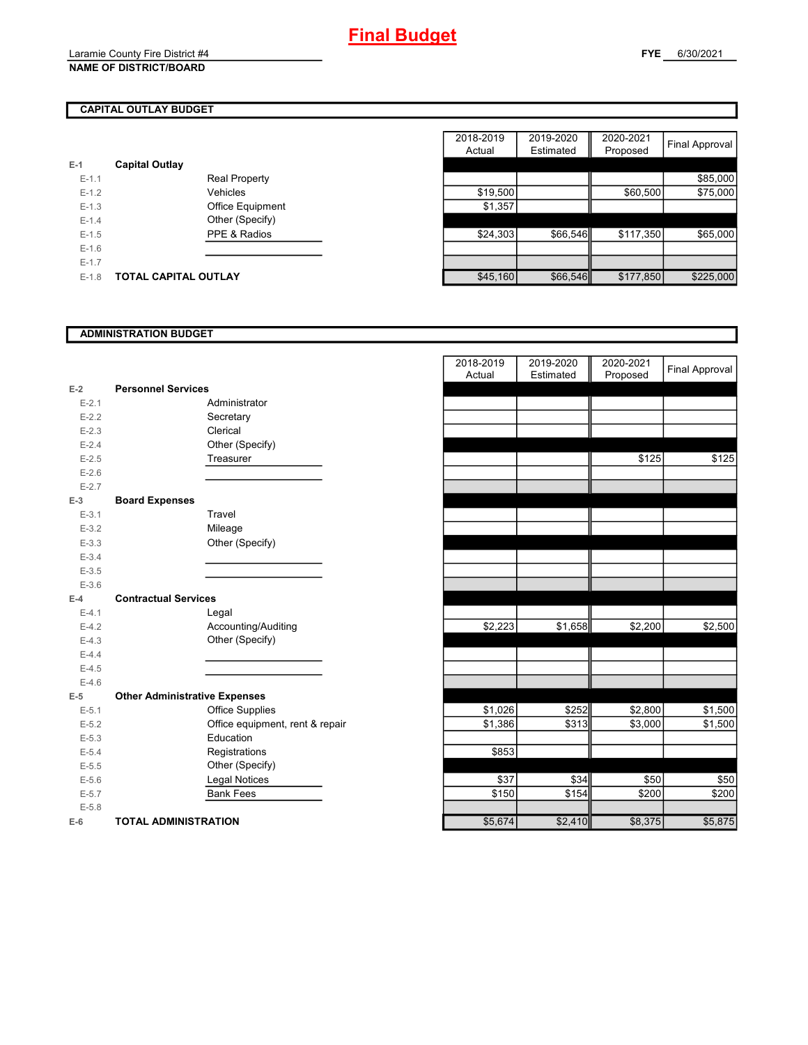# Final Budget

Laramie County Fire District #4
**NAME OF DISTRICT/BOARD**

**FYE** 6/30/2021

## CAPITAL OUTLAY BUDGET

| | | | 2018-2019 Actual | 2019-2020 Estimated | 2020-2021 Proposed | Final Approval |
|---|---|---|---|---|---|---|
| E-1 | **Capital Outlay** | | | | | |
| E-1.1 | | Real Property | | | | $85,000 |
| E-1.2 | | Vehicles | $19,500 | | $60,500 | $75,000 |
| E-1.3 | | Office Equipment | $1,357 | | | |
| E-1.4 | | Other (Specify) | | | | |
| E-1.5 | | PPE & Radios | $24,303 | $66,546 | $117,350 | $65,000 |
| E-1.6 | | | | | | |
| E-1.7 | | | | | | |
| E-1.8 | **TOTAL CAPITAL OUTLAY** | | $45,160 | $66,546 | $177,850 | $225,000 |

## ADMINISTRATION BUDGET

| | | | 2018-2019 Actual | 2019-2020 Estimated | 2020-2021 Proposed | Final Approval |
|---|---|---|---|---|---|---|
| E-2 | **Personnel Services** | | | | | |
| E-2.1 | | Administrator | | | | |
| E-2.2 | | Secretary | | | | |
| E-2.3 | | Clerical | | | | |
| E-2.4 | | Other (Specify) | | | | |
| E-2.5 | | Treasurer | | | $125 | $125 |
| E-2.6 | | | | | | |
| E-2.7 | | | | | | |
| E-3 | **Board Expenses** | | | | | |
| E-3.1 | | Travel | | | | |
| E-3.2 | | Mileage | | | | |
| E-3.3 | | Other (Specify) | | | | |
| E-3.4 | | | | | | |
| E-3.5 | | | | | | |
| E-3.6 | | | | | | |
| E-4 | **Contractual Services** | | | | | |
| E-4.1 | | Legal | | | | |
| E-4.2 | | Accounting/Auditing | $2,223 | $1,658 | $2,200 | $2,500 |
| E-4.3 | | Other (Specify) | | | | |
| E-4.4 | | | | | | |
| E-4.5 | | | | | | |
| E-4.6 | | | | | | |
| E-5 | **Other Administrative Expenses** | | | | | |
| E-5.1 | | Office Supplies | $1,026 | $252 | $2,800 | $1,500 |
| E-5.2 | | Office equipment, rent & repair | $1,386 | $313 | $3,000 | $1,500 |
| E-5.3 | | Education | | | | |
| E-5.4 | | Registrations | $853 | | | |
| E-5.5 | | Other (Specify) | | | | |
| E-5.6 | | Legal Notices | $37 | $34 | $50 | $50 |
| E-5.7 | | Bank Fees | $150 | $154 | $200 | $200 |
| E-5.8 | | | | | | |
| E-6 | **TOTAL ADMINISTRATION** | | $5,674 | $2,410 | $8,375 | $5,875 |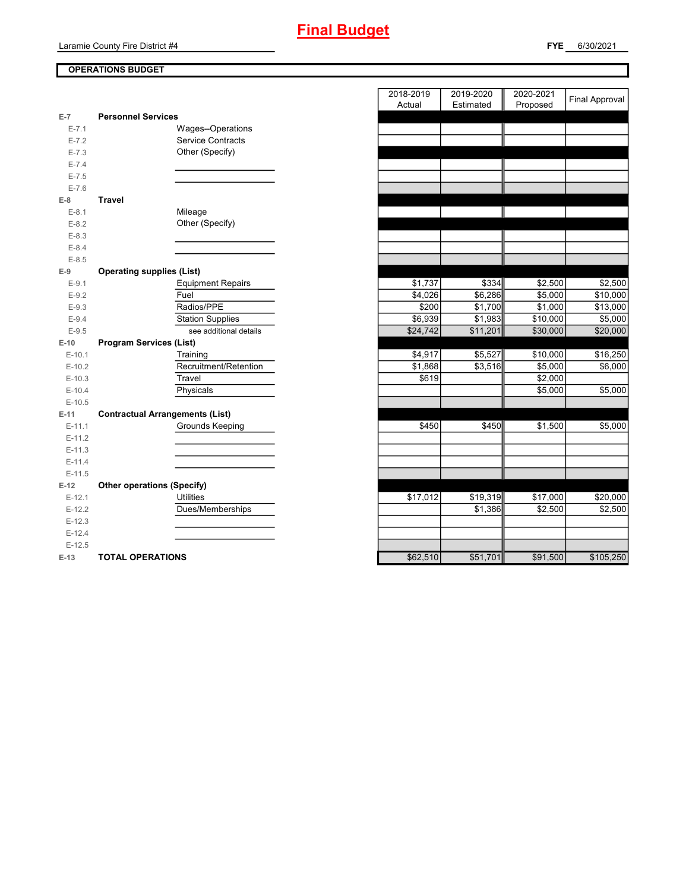# Final Budget

Laramie County Fire District #4

**FYE** 6/30/2021

**OPERATIONS BUDGET**

| | | | 2018-2019 Actual | 2019-2020 Estimated | 2020-2021 Proposed | Final Approval |
|---|---|---|---|---|---|---|
| E-7 | **Personnel Services** | | | | | |
| E-7.1 | | Wages--Operations | | | | |
| E-7.2 | | Service Contracts | | | | |
| E-7.3 | | Other (Specify) | | | | |
| E-7.4 | | | | | | |
| E-7.5 | | | | | | |
| E-7.6 | | | | | | |
| E-8 | **Travel** | | | | | |
| E-8.1 | | Mileage | | | | |
| E-8.2 | | Other (Specify) | | | | |
| E-8.3 | | | | | | |
| E-8.4 | | | | | | |
| E-8.5 | | | | | | |
| E-9 | **Operating supplies (List)** | | | | | |
| E-9.1 | | Equipment Repairs | $1,737 | $334 | $2,500 | $2,500 |
| E-9.2 | | Fuel | $4,026 | $6,286 | $5,000 | $10,000 |
| E-9.3 | | Radios/PPE | $200 | $1,700 | $1,000 | $13,000 |
| E-9.4 | | Station Supplies | $6,939 | $1,983 | $10,000 | $5,000 |
| E-9.5 | | see additional details | $24,742 | $11,201 | $30,000 | $20,000 |
| E-10 | **Program Services (List)** | | | | | |
| E-10.1 | | Training | $4,917 | $5,527 | $10,000 | $16,250 |
| E-10.2 | | Recruitment/Retention | $1,868 | $3,516 | $5,000 | $6,000 |
| E-10.3 | | Travel | $619 | | $2,000 | |
| E-10.4 | | Physicals | | | $5,000 | $5,000 |
| E-10.5 | | | | | | |
| E-11 | **Contractual Arrangements (List)** | | | | | |
| E-11.1 | | Grounds Keeping | $450 | $450 | $1,500 | $5,000 |
| E-11.2 | | | | | | |
| E-11.3 | | | | | | |
| E-11.4 | | | | | | |
| E-11.5 | | | | | | |
| E-12 | **Other operations (Specify)** | | | | | |
| E-12.1 | | Utilities | $17,012 | $19,319 | $17,000 | $20,000 |
| E-12.2 | | Dues/Memberships | | $1,386 | $2,500 | $2,500 |
| E-12.3 | | | | | | |
| E-12.4 | | | | | | |
| E-12.5 | | | | | | |
| E-13 | **TOTAL OPERATIONS** | | $62,510 | $51,701 | $91,500 | $105,250 |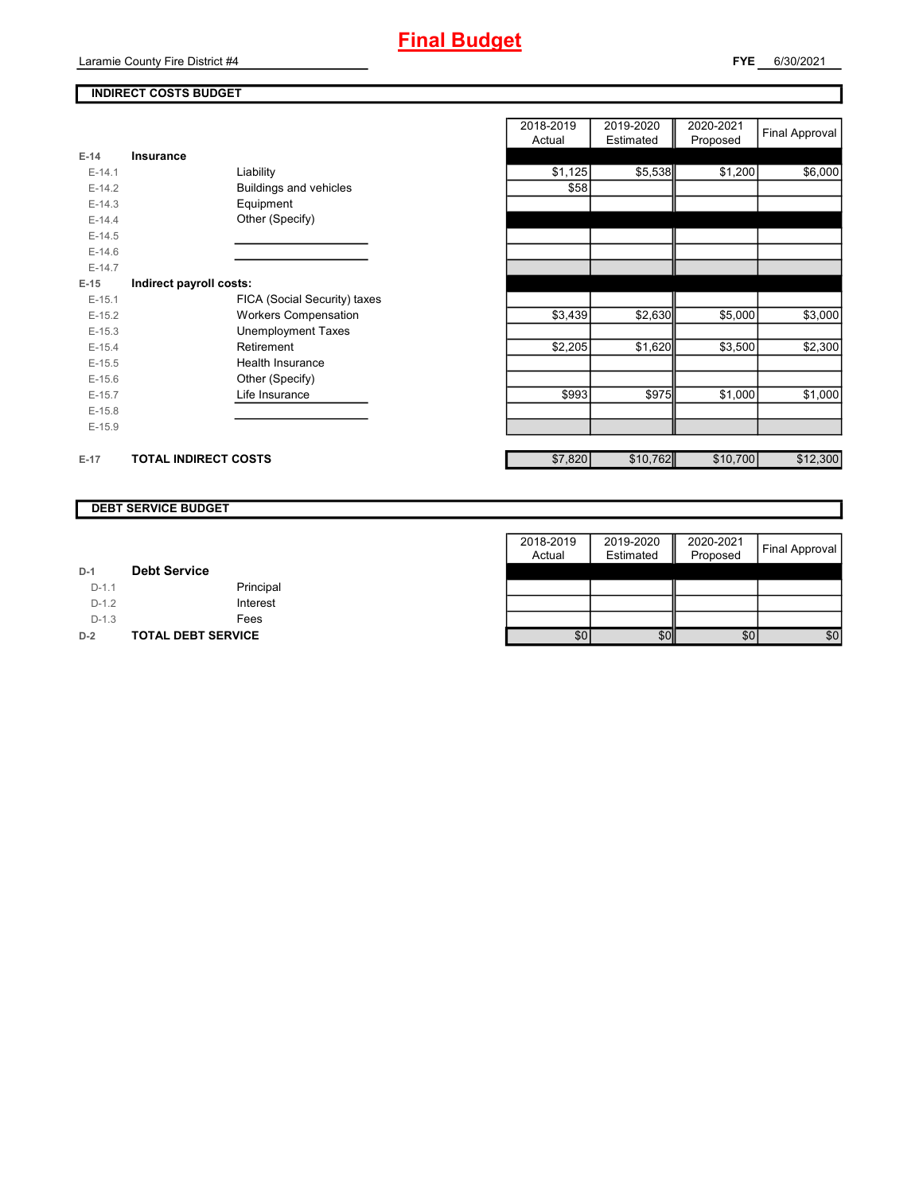# Final Budget

Laramie County Fire District #4

**FYE** 6/30/2021

## INDIRECT COSTS BUDGET

| | | | 2018-2019 Actual | 2019-2020 Estimated | 2020-2021 Proposed | Final Approval |
|---|---|---|---|---|---|---|
| **E-14** | **Insurance** | | | | | |
| E-14.1 | | Liability | $1,125 | $5,538 | $1,200 | $6,000 |
| E-14.2 | | Buildings and vehicles | $58 | | | |
| E-14.3 | | Equipment | | | | |
| E-14.4 | | Other (Specify) | | | | |
| E-14.5 | | | | | | |
| E-14.6 | | | | | | |
| E-14.7 | | | | | | |
| **E-15** | **Indirect payroll costs:** | | | | | |
| E-15.1 | | FICA (Social Security) taxes | | | | |
| E-15.2 | | Workers Compensation | $3,439 | $2,630 | $5,000 | $3,000 |
| E-15.3 | | Unemployment Taxes | | | | |
| E-15.4 | | Retirement | $2,205 | $1,620 | $3,500 | $2,300 |
| E-15.5 | | Health Insurance | | | | |
| E-15.6 | | Other (Specify) | | | | |
| E-15.7 | | Life Insurance | $993 | $975 | $1,000 | $1,000 |
| E-15.8 | | | | | | |
| E-15.9 | | | | | | |
| **E-17** | **TOTAL INDIRECT COSTS** | | $7,820 | $10,762 | $10,700 | $12,300 |

## DEBT SERVICE BUDGET

| | | | 2018-2019 Actual | 2019-2020 Estimated | 2020-2021 Proposed | Final Approval |
|---|---|---|---|---|---|---|
| **D-1** | **Debt Service** | | | | | |
| D-1.1 | | Principal | | | | |
| D-1.2 | | Interest | | | | |
| D-1.3 | | Fees | | | | |
| **D-2** | **TOTAL DEBT SERVICE** | | $0 | $0 | $0 | $0 |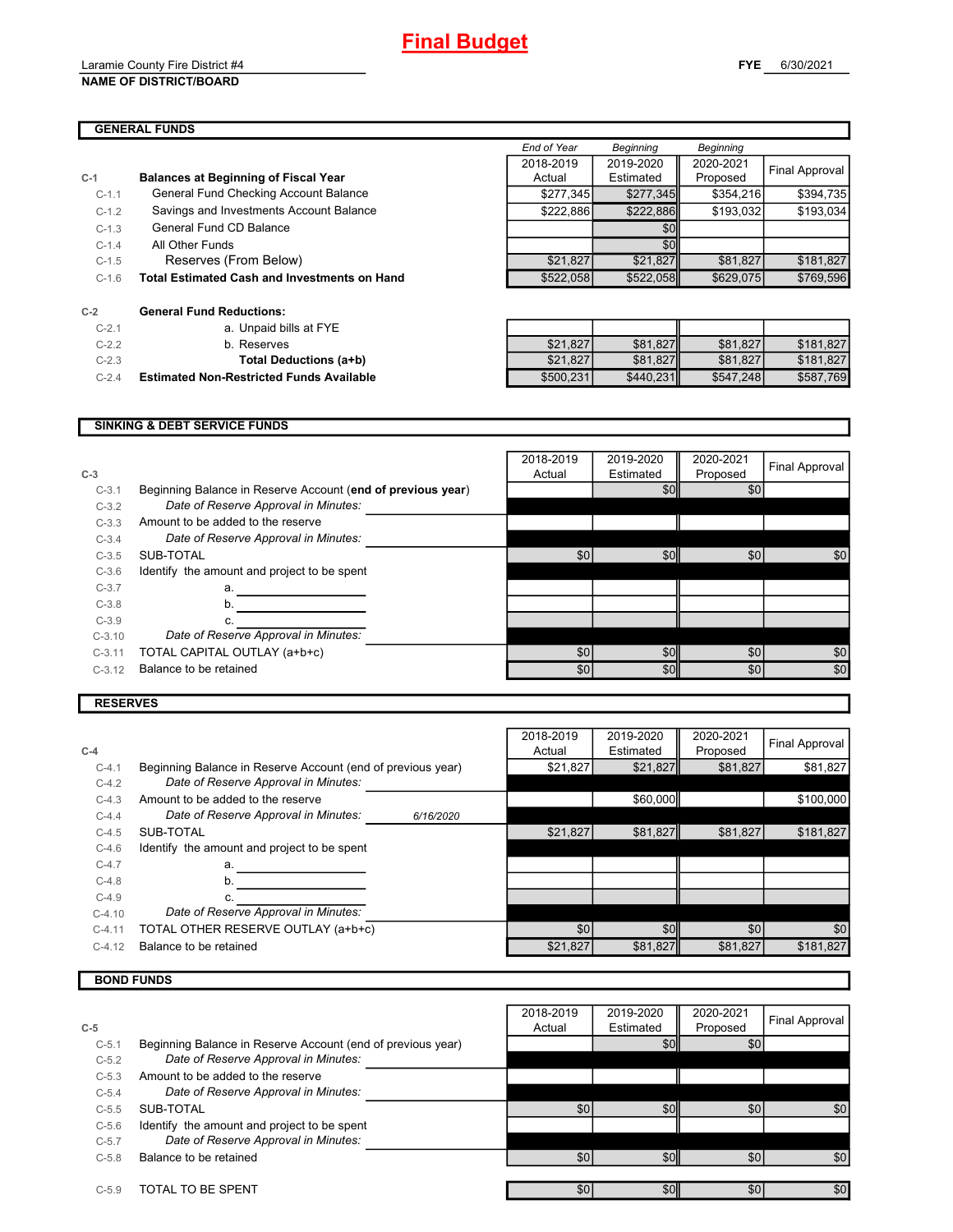# Final Budget

Laramie County Fire District #4
**NAME OF DISTRICT/BOARD**

**FYE** 6/30/2021

## GENERAL FUNDS

| | | End of Year 2018-2019 Actual | Beginning 2019-2020 Estimated | Beginning 2020-2021 Proposed | Final Approval |
|---|---|---|---|---|---|
| **C-1** | **Balances at Beginning of Fiscal Year** | | | | |
| C-1.1 | General Fund Checking Account Balance | $277,345 | $277,345 | $354,216 | $394,735 |
| C-1.2 | Savings and Investments Account Balance | $222,886 | $222,886 | $193,032 | $193,034 |
| C-1.3 | General Fund CD Balance | | $0 | | |
| C-1.4 | All Other Funds | | $0 | | |
| C-1.5 | Reserves (From Below) | $21,827 | $21,827 | $81,827 | $181,827 |
| C-1.6 | **Total Estimated Cash and Investments on Hand** | $522,058 | $522,058 | $629,075 | $769,596 |
| **C-2** | **General Fund Reductions:** | | | | |
| C-2.1 | a. Unpaid bills at FYE | | | | |
| C-2.2 | b. Reserves | $21,827 | $81,827 | $81,827 | $181,827 |
| C-2.3 | **Total Deductions (a+b)** | $21,827 | $81,827 | $81,827 | $181,827 |
| C-2.4 | **Estimated Non-Restricted Funds Available** | $500,231 | $440,231 | $547,248 | $587,769 |

## SINKING & DEBT SERVICE FUNDS

| C-3 | | 2018-2019 Actual | 2019-2020 Estimated | 2020-2021 Proposed | Final Approval |
|---|---|---|---|---|---|
| C-3.1 | Beginning Balance in Reserve Account (**end of previous year**) | | $0 | $0 | |
| C-3.2 | *Date of Reserve Approval in Minutes:* | | | | |
| C-3.3 | Amount to be added to the reserve | | | | |
| C-3.4 | *Date of Reserve Approval in Minutes:* | | | | |
| C-3.5 | SUB-TOTAL | $0 | $0 | $0 | $0 |
| C-3.6 | Identify the amount and project to be spent | | | | |
| C-3.7 | a. | | | | |
| C-3.8 | b. | | | | |
| C-3.9 | c. | | | | |
| C-3.10 | *Date of Reserve Approval in Minutes:* | | | | |
| C-3.11 | TOTAL CAPITAL OUTLAY (a+b+c) | $0 | $0 | $0 | $0 |
| C-3.12 | Balance to be retained | $0 | $0 | $0 | $0 |

## RESERVES

| C-4 | | 2018-2019 Actual | 2019-2020 Estimated | 2020-2021 Proposed | Final Approval |
|---|---|---|---|---|---|
| C-4.1 | Beginning Balance in Reserve Account (end of previous year) | $21,827 | $21,827 | $81,827 | $81,827 |
| C-4.2 | *Date of Reserve Approval in Minutes:* | | | | |
| C-4.3 | Amount to be added to the reserve | | $60,000 | | $100,000 |
| C-4.4 | *Date of Reserve Approval in Minutes:* *6/16/2020* | | | | |
| C-4.5 | SUB-TOTAL | $21,827 | $81,827 | $81,827 | $181,827 |
| C-4.6 | Identify the amount and project to be spent | | | | |
| C-4.7 | a. | | | | |
| C-4.8 | b. | | | | |
| C-4.9 | c. | | | | |
| C-4.10 | *Date of Reserve Approval in Minutes:* | | | | |
| C-4.11 | TOTAL OTHER RESERVE OUTLAY (a+b+c) | $0 | $0 | $0 | $0 |
| C-4.12 | Balance to be retained | $21,827 | $81,827 | $81,827 | $181,827 |

## BOND FUNDS

| C-5 | | 2018-2019 Actual | 2019-2020 Estimated | 2020-2021 Proposed | Final Approval |
|---|---|---|---|---|---|
| C-5.1 | Beginning Balance in Reserve Account (end of previous year) | | $0 | $0 | |
| C-5.2 | *Date of Reserve Approval in Minutes:* | | | | |
| C-5.3 | Amount to be added to the reserve | | | | |
| C-5.4 | *Date of Reserve Approval in Minutes:* | | | | |
| C-5.5 | SUB-TOTAL | $0 | $0 | $0 | $0 |
| C-5.6 | Identify the amount and project to be spent | | | | |
| C-5.7 | *Date of Reserve Approval in Minutes:* | | | | |
| C-5.8 | Balance to be retained | $0 | $0 | $0 | $0 |
| C-5.9 | TOTAL TO BE SPENT | $0 | $0 | $0 | $0 |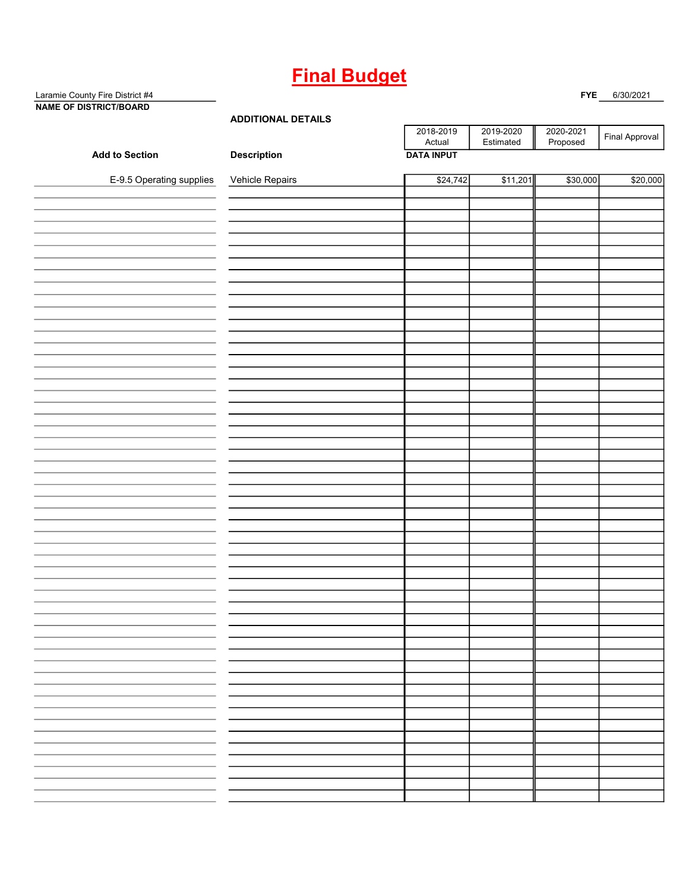# Final Budget

Laramie County Fire District #4

**NAME OF DISTRICT/BOARD**

**FYE** 6/30/2021

**ADDITIONAL DETAILS**

| **Add to Section** | **Description** | 2018-2019 Actual | 2019-2020 Estimated | 2020-2021 Proposed | Final Approval |
|---|---|---|---|---|---|
| | | **DATA INPUT** | | | |
| E-9.5 Operating supplies | Vehicle Repairs | $24,742 | $11,201 | $30,000 | $20,000 |